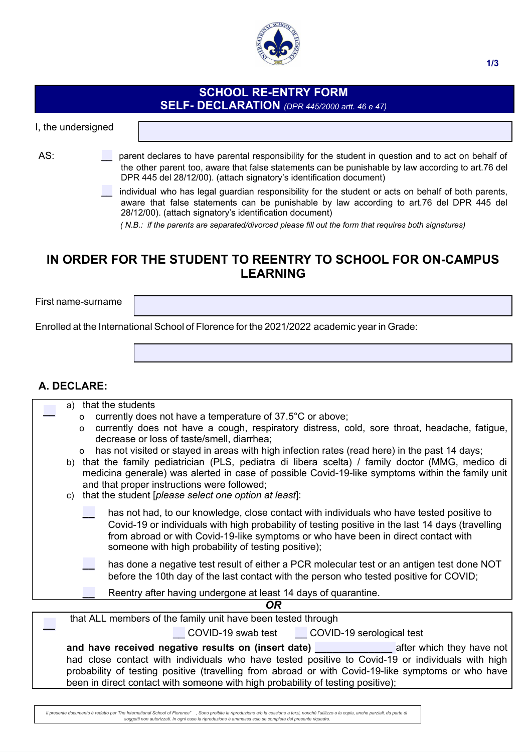## SCHOOL RE-ENTRY FORM
## SELF- DECLARATION *(DPR 445/2000 artt. 46 e 47)*

I, the undersigned

AS:

__ parent declares to have parental responsibility for the student in question and to act on behalf of the other parent too, aware that false statements can be punishable by law according to art.76 del DPR 445 del 28/12/00). (attach signatory's identification document)

__ individual who has legal guardian responsibility for the student or acts on behalf of both parents, aware that false statements can be punishable by law according to art.76 del DPR 445 del 28/12/00). (attach signatory's identification document)

*( N.B.: if the parents are separated/divorced please fill out the form that requires both signatures)*

## IN ORDER FOR THE STUDENT TO REENTRY TO SCHOOL FOR ON-CAMPUS LEARNING

First name-surname

Enrolled at the International School of Florence for the 2021/2022 academic year in Grade:

### A. DECLARE:

__

a) that the students
   - currently does not have a temperature of 37.5°C or above;
   - currently does not have a cough, respiratory distress, cold, sore throat, headache, fatigue, decrease or loss of taste/smell, diarrhea;
   - has not visited or stayed in areas with high infection rates (read here) in the past 14 days;

b) that the family pediatrician (PLS, pediatra di libera scelta) / family doctor (MMG, medico di medicina generale) was alerted in case of possible Covid-19-like symptoms within the family unit and that proper instructions were followed;

c) that the student [*please select one option at least*]:

   __ has not had, to our knowledge, close contact with individuals who have tested positive to Covid-19 or individuals with high probability of testing positive in the last 14 days (travelling from abroad or with Covid-19-like symptoms or who have been in direct contact with someone with high probability of testing positive);

   __ has done a negative test result of either a PCR molecular test or an antigen test done NOT before the 10th day of the last contact with the person who tested positive for COVID;

   __ Reentry after having undergone at least 14 days of quarantine.

***OR***

__ that ALL members of the family unit have been tested through

__ COVID-19 swab test __ COVID-19 serological test

**and have received negative results on (insert date) ______________** after which they have not had close contact with individuals who have tested positive to Covid-19 or individuals with high probability of testing positive (travelling from abroad or with Covid-19-like symptoms or who have been in direct contact with someone with high probability of testing positive);

*Il presente documento è redatto per The International School of Florence" , Sono proibite la riproduzione e/o la cessione a terzi, nonché l'utilizzo o la copia, anche parziali, da parte di soggetti non autorizzati. In ogni caso la riproduzione è ammessa solo se completa del presente riquadro.*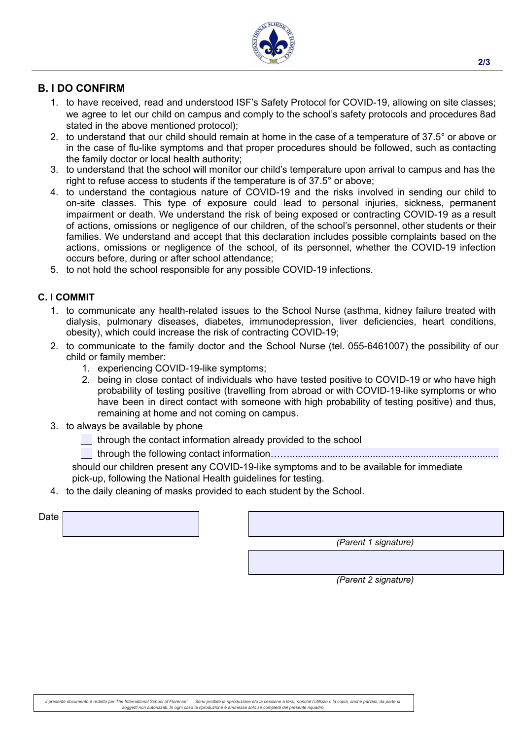## B. I DO CONFIRM

1. to have received, read and understood ISF's Safety Protocol for COVID-19, allowing on site classes; we agree to let our child on campus and comply to the school's safety protocols and procedures 8ad stated in the above mentioned protocol);
2. to understand that our child should remain at home in the case of a temperature of 37.5° or above or in the case of flu-like symptoms and that proper procedures should be followed, such as contacting the family doctor or local health authority;
3. to understand that the school will monitor our child's temperature upon arrival to campus and has the right to refuse access to students if the temperature is of 37.5° or above;
4. to understand the contagious nature of COVID-19 and the risks involved in sending our child to on-site classes. This type of exposure could lead to personal injuries, sickness, permanent impairment or death. We understand the risk of being exposed or contracting COVID-19 as a result of actions, omissions or negligence of our children, of the school's personnel, other students or their families. We understand and accept that this declaration includes possible complaints based on the actions, omissions or negligence of the school, of its personnel, whether the COVID-19 infection occurs before, during or after school attendance;
5. to not hold the school responsible for any possible COVID-19 infections.

## C. I COMMIT

1. to communicate any health-related issues to the School Nurse (asthma, kidney failure treated with dialysis, pulmonary diseases, diabetes, immunodepression, liver deficiencies, heart conditions, obesity), which could increase the risk of contracting COVID-19;
2. to communicate to the family doctor and the School Nurse (tel. 055-6461007) the possibility of our child or family member:
   1. experiencing COVID-19-like symptoms;
   2. being in close contact of individuals who have tested positive to COVID-19 or who have high probability of testing positive (travelling from abroad or with COVID-19-like symptoms or who have been in direct contact with someone with high probability of testing positive) and thus, remaining at home and not coming on campus.
3. to always be available by phone
   - __ through the contact information already provided to the school
   - __ through the following contact information……................................................................................

   should our children present any COVID-19-like symptoms and to be available for immediate pick-up, following the National Health guidelines for testing.
4. to the daily cleaning of masks provided to each student by the School.

Date

*(Parent 1 signature)*

*(Parent 2 signature)*

*Il presente documento è redatto per The International School of Florence" , Sono proibite la riproduzione e/o la cessione a terzi, nonché l'utilizzo o la copia, anche parziali, da parte di soggetti non autorizzati. In ogni caso la riproduzione è ammessa solo se completa del presente riquadro.*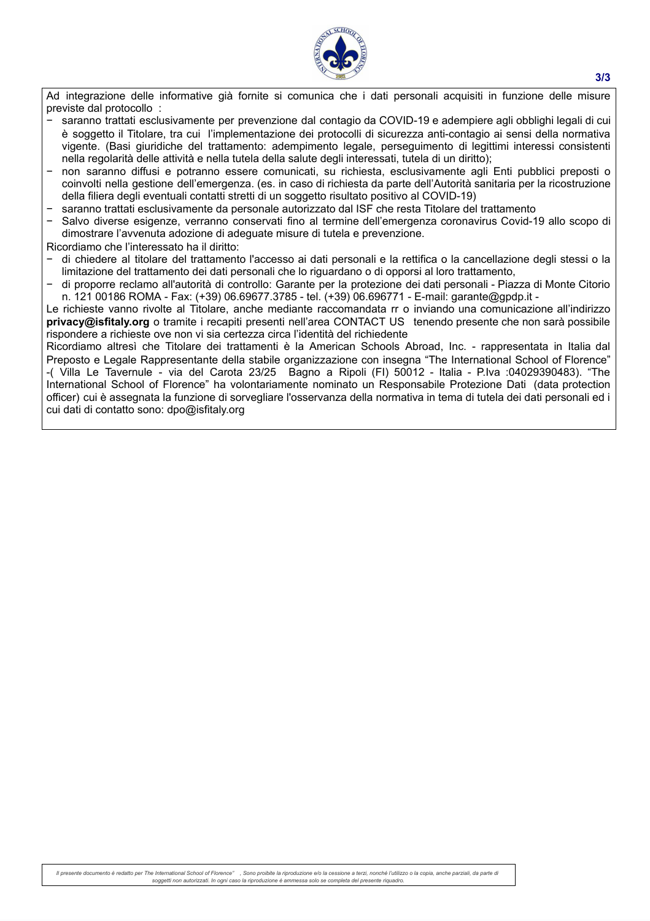Ad integrazione delle informative già fornite si comunica che i dati personali acquisiti in funzione delle misure previste dal protocollo :

- saranno trattati esclusivamente per prevenzione dal contagio da COVID-19 e adempiere agli obblighi legali di cui è soggetto il Titolare, tra cui l'implementazione dei protocolli di sicurezza anti-contagio ai sensi della normativa vigente. (Basi giuridiche del trattamento: adempimento legale, perseguimento di legittimi interessi consistenti nella regolarità delle attività e nella tutela della salute degli interessati, tutela di un diritto);
- non saranno diffusi e potranno essere comunicati, su richiesta, esclusivamente agli Enti pubblici preposti o coinvolti nella gestione dell'emergenza. (es. in caso di richiesta da parte dell'Autorità sanitaria per la ricostruzione della filiera degli eventuali contatti stretti di un soggetto risultato positivo al COVID-19)
- saranno trattati esclusivamente da personale autorizzato dal ISF che resta Titolare del trattamento
- Salvo diverse esigenze, verranno conservati fino al termine dell'emergenza coronavirus Covid-19 allo scopo di dimostrare l'avvenuta adozione di adeguate misure di tutela e prevenzione.

Ricordiamo che l'interessato ha il diritto:

- di chiedere al titolare del trattamento l'accesso ai dati personali e la rettifica o la cancellazione degli stessi o la limitazione del trattamento dei dati personali che lo riguardano o di opporsi al loro trattamento,
- di proporre reclamo all'autorità di controllo: Garante per la protezione dei dati personali - Piazza di Monte Citorio n. 121 00186 ROMA - Fax: (+39) 06.69677.3785 - tel. (+39) 06.696771 - E-mail: garante@gpdp.it -

Le richieste vanno rivolte al Titolare, anche mediante raccomandata rr o inviando una comunicazione all'indirizzo **privacy@isfitaly.org** o tramite i recapiti presenti nell'area CONTACT US tenendo presente che non sarà possibile rispondere a richieste ove non vi sia certezza circa l'identità del richiedente

Ricordiamo altresì che Titolare dei trattamenti è la American Schools Abroad, Inc. - rappresentata in Italia dal Preposto e Legale Rappresentante della stabile organizzazione con insegna "The International School of Florence" -( Villa Le Tavernule - via del Carota 23/25 Bagno a Ripoli (FI) 50012 - Italia - P.Iva :04029390483). "The International School of Florence" ha volontariamente nominato un Responsabile Protezione Dati (data protection officer) cui è assegnata la funzione di sorvegliare l'osservanza della normativa in tema di tutela dei dati personali ed i cui dati di contatto sono: dpo@isfitaly.org

*Il presente documento è redatto per The International School of Florence" , Sono proibite la riproduzione e/o la cessione a terzi, nonché l'utilizzo o la copia, anche parziali, da parte di soggetti non autorizzati. In ogni caso la riproduzione è ammessa solo se completa del presente riquadro.*